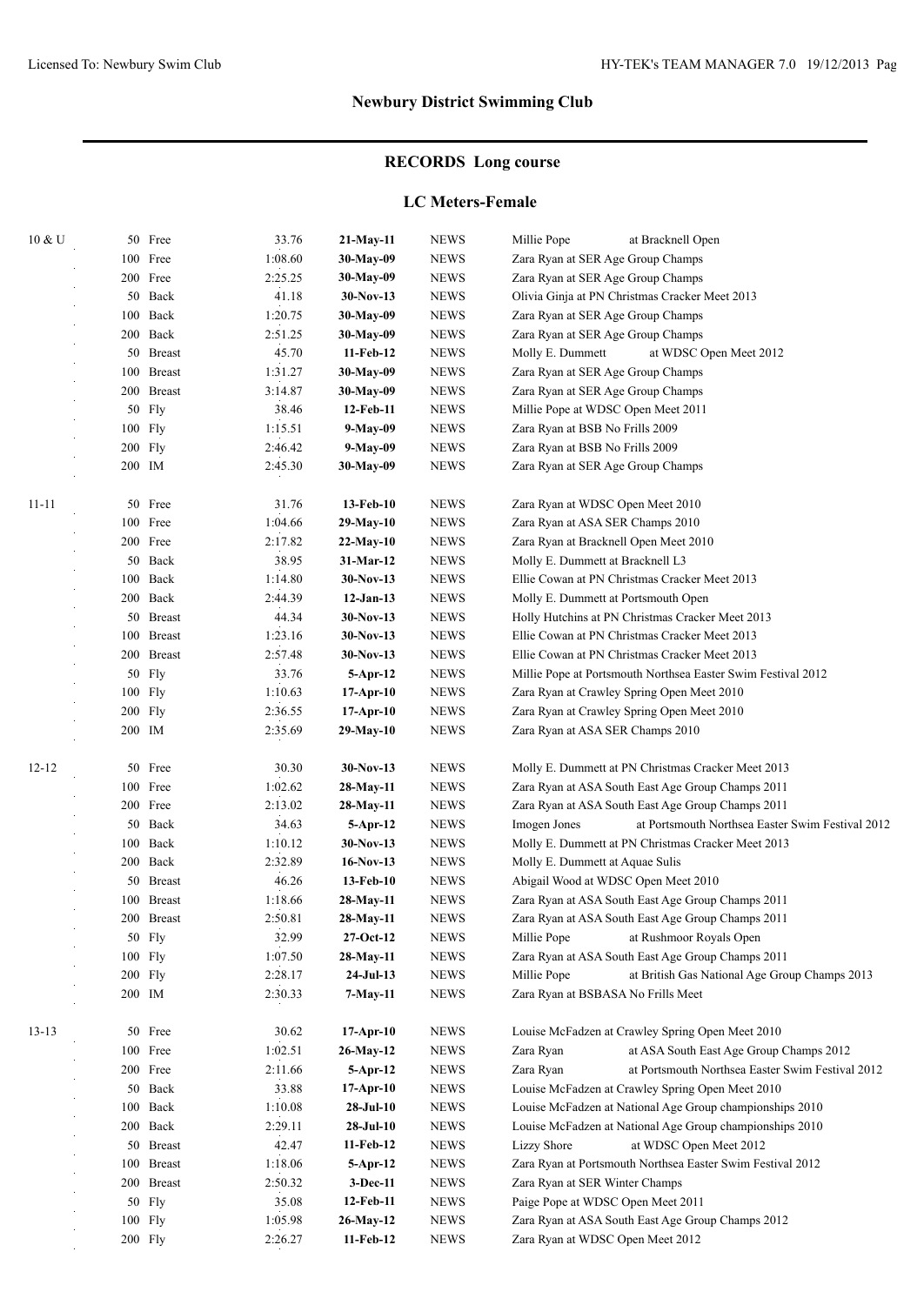## Newbury District Swimming Club

## RECORDS Long course

### LC Meters-Female

| Age | Event | Time | Date | Team | Swimmer / Meet |
|---|---|---|---|---|---|
| 10 & U | 50 Free | 33.76 | **21-May-11** | NEWS | Millie Pope at Bracknell Open |
| | 100 Free | 1:08.60 | **30-May-09** | NEWS | Zara Ryan at SER Age Group Champs |
| | 200 Free | 2:25.25 | **30-May-09** | NEWS | Zara Ryan at SER Age Group Champs |
| | 50 Back | 41.18 | **30-Nov-13** | NEWS | Olivia Ginja at PN Christmas Cracker Meet 2013 |
| | 100 Back | 1:20.75 | **30-May-09** | NEWS | Zara Ryan at SER Age Group Champs |
| | 200 Back | 2:51.25 | **30-May-09** | NEWS | Zara Ryan at SER Age Group Champs |
| | 50 Breast | 45.70 | **11-Feb-12** | NEWS | Molly E. Dummett at WDSC Open Meet 2012 |
| | 100 Breast | 1:31.27 | **30-May-09** | NEWS | Zara Ryan at SER Age Group Champs |
| | 200 Breast | 3:14.87 | **30-May-09** | NEWS | Zara Ryan at SER Age Group Champs |
| | 50 Fly | 38.46 | **12-Feb-11** | NEWS | Millie Pope at WDSC Open Meet 2011 |
| | 100 Fly | 1:15.51 | **9-May-09** | NEWS | Zara Ryan at BSB No Frills 2009 |
| | 200 Fly | 2:46.42 | **9-May-09** | NEWS | Zara Ryan at BSB No Frills 2009 |
| | 200 IM | 2:45.30 | **30-May-09** | NEWS | Zara Ryan at SER Age Group Champs |
| 11-11 | 50 Free | 31.76 | **13-Feb-10** | NEWS | Zara Ryan at WDSC Open Meet 2010 |
| | 100 Free | 1:04.66 | **29-May-10** | NEWS | Zara Ryan at ASA SER Champs 2010 |
| | 200 Free | 2:17.82 | **22-May-10** | NEWS | Zara Ryan at Bracknell Open Meet 2010 |
| | 50 Back | 38.95 | **31-Mar-12** | NEWS | Molly E. Dummett at Bracknell L3 |
| | 100 Back | 1:14.80 | **30-Nov-13** | NEWS | Ellie Cowan at PN Christmas Cracker Meet 2013 |
| | 200 Back | 2:44.39 | **12-Jan-13** | NEWS | Molly E. Dummett at Portsmouth Open |
| | 50 Breast | 44.34 | **30-Nov-13** | NEWS | Holly Hutchins at PN Christmas Cracker Meet 2013 |
| | 100 Breast | 1:23.16 | **30-Nov-13** | NEWS | Ellie Cowan at PN Christmas Cracker Meet 2013 |
| | 200 Breast | 2:57.48 | **30-Nov-13** | NEWS | Ellie Cowan at PN Christmas Cracker Meet 2013 |
| | 50 Fly | 33.76 | **5-Apr-12** | NEWS | Millie Pope at Portsmouth Northsea Easter Swim Festival 2012 |
| | 100 Fly | 1:10.63 | **17-Apr-10** | NEWS | Zara Ryan at Crawley Spring Open Meet 2010 |
| | 200 Fly | 2:36.55 | **17-Apr-10** | NEWS | Zara Ryan at Crawley Spring Open Meet 2010 |
| | 200 IM | 2:35.69 | **29-May-10** | NEWS | Zara Ryan at ASA SER Champs 2010 |
| 12-12 | 50 Free | 30.30 | **30-Nov-13** | NEWS | Molly E. Dummett at PN Christmas Cracker Meet 2013 |
| | 100 Free | 1:02.62 | **28-May-11** | NEWS | Zara Ryan at ASA South East Age Group Champs 2011 |
| | 200 Free | 2:13.02 | **28-May-11** | NEWS | Zara Ryan at ASA South East Age Group Champs 2011 |
| | 50 Back | 34.63 | **5-Apr-12** | NEWS | Imogen Jones at Portsmouth Northsea Easter Swim Festival 2012 |
| | 100 Back | 1:10.12 | **30-Nov-13** | NEWS | Molly E. Dummett at PN Christmas Cracker Meet 2013 |
| | 200 Back | 2:32.89 | **16-Nov-13** | NEWS | Molly E. Dummett at Aquae Sulis |
| | 50 Breast | 46.26 | **13-Feb-10** | NEWS | Abigail Wood at WDSC Open Meet 2010 |
| | 100 Breast | 1:18.66 | **28-May-11** | NEWS | Zara Ryan at ASA South East Age Group Champs 2011 |
| | 200 Breast | 2:50.81 | **28-May-11** | NEWS | Zara Ryan at ASA South East Age Group Champs 2011 |
| | 50 Fly | 32.99 | **27-Oct-12** | NEWS | Millie Pope at Rushmoor Royals Open |
| | 100 Fly | 1:07.50 | **28-May-11** | NEWS | Zara Ryan at ASA South East Age Group Champs 2011 |
| | 200 Fly | 2:28.17 | **24-Jul-13** | NEWS | Millie Pope at British Gas National Age Group Champs 2013 |
| | 200 IM | 2:30.33 | **7-May-11** | NEWS | Zara Ryan at BSBASA No Frills Meet |
| 13-13 | 50 Free | 30.62 | **17-Apr-10** | NEWS | Louise McFadzen at Crawley Spring Open Meet 2010 |
| | 100 Free | 1:02.51 | **26-May-12** | NEWS | Zara Ryan at ASA South East Age Group Champs 2012 |
| | 200 Free | 2:11.66 | **5-Apr-12** | NEWS | Zara Ryan at Portsmouth Northsea Easter Swim Festival 2012 |
| | 50 Back | 33.88 | **17-Apr-10** | NEWS | Louise McFadzen at Crawley Spring Open Meet 2010 |
| | 100 Back | 1:10.08 | **28-Jul-10** | NEWS | Louise McFadzen at National Age Group championships 2010 |
| | 200 Back | 2:29.11 | **28-Jul-10** | NEWS | Louise McFadzen at National Age Group championships 2010 |
| | 50 Breast | 42.47 | **11-Feb-12** | NEWS | Lizzy Shore at WDSC Open Meet 2012 |
| | 100 Breast | 1:18.06 | **5-Apr-12** | NEWS | Zara Ryan at Portsmouth Northsea Easter Swim Festival 2012 |
| | 200 Breast | 2:50.32 | **3-Dec-11** | NEWS | Zara Ryan at SER Winter Champs |
| | 50 Fly | 35.08 | **12-Feb-11** | NEWS | Paige Pope at WDSC Open Meet 2011 |
| | 100 Fly | 1:05.98 | **26-May-12** | NEWS | Zara Ryan at ASA South East Age Group Champs 2012 |
| | 200 Fly | 2:26.27 | **11-Feb-12** | NEWS | Zara Ryan at WDSC Open Meet 2012 |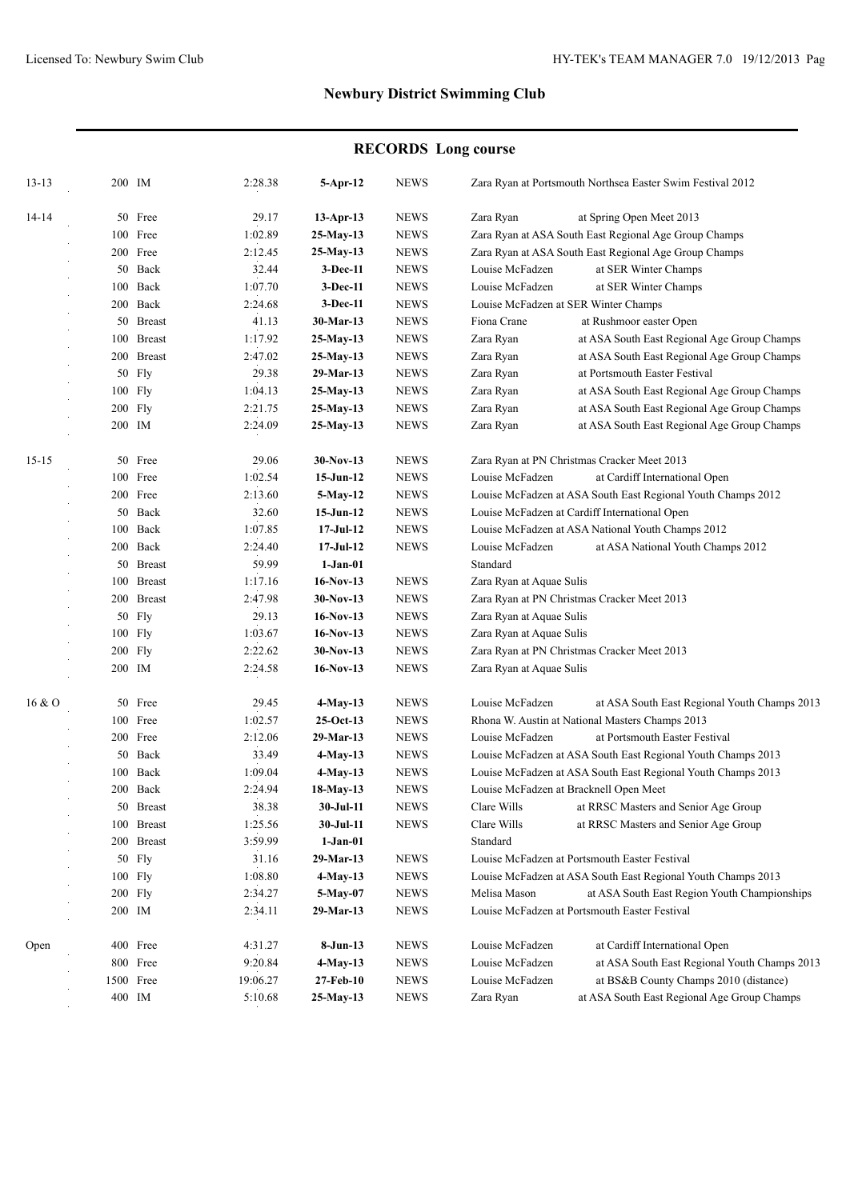## Newbury District Swimming Club

### RECORDS Long course

| Age | Event | Time | Date | Club | Details |
|---|---|---|---|---|---|
| 13-13 | 200 IM | 2:28.38 | **5-Apr-12** | NEWS | Zara Ryan at Portsmouth Northsea Easter Swim Festival 2012 |
| 14-14 | 50 Free | 29.17 | **13-Apr-13** | NEWS | Zara Ryan at Spring Open Meet 2013 |
| | 100 Free | 1:02.89 | **25-May-13** | NEWS | Zara Ryan at ASA South East Regional Age Group Champs |
| | 200 Free | 2:12.45 | **25-May-13** | NEWS | Zara Ryan at ASA South East Regional Age Group Champs |
| | 50 Back | 32.44 | **3-Dec-11** | NEWS | Louise McFadzen at SER Winter Champs |
| | 100 Back | 1:07.70 | **3-Dec-11** | NEWS | Louise McFadzen at SER Winter Champs |
| | 200 Back | 2:24.68 | **3-Dec-11** | NEWS | Louise McFadzen at SER Winter Champs |
| | 50 Breast | 41.13 | **30-Mar-13** | NEWS | Fiona Crane at Rushmoor easter Open |
| | 100 Breast | 1:17.92 | **25-May-13** | NEWS | Zara Ryan at ASA South East Regional Age Group Champs |
| | 200 Breast | 2:47.02 | **25-May-13** | NEWS | Zara Ryan at ASA South East Regional Age Group Champs |
| | 50 Fly | 29.38 | **29-Mar-13** | NEWS | Zara Ryan at Portsmouth Easter Festival |
| | 100 Fly | 1:04.13 | **25-May-13** | NEWS | Zara Ryan at ASA South East Regional Age Group Champs |
| | 200 Fly | 2:21.75 | **25-May-13** | NEWS | Zara Ryan at ASA South East Regional Age Group Champs |
| | 200 IM | 2:24.09 | **25-May-13** | NEWS | Zara Ryan at ASA South East Regional Age Group Champs |
| 15-15 | 50 Free | 29.06 | **30-Nov-13** | NEWS | Zara Ryan at PN Christmas Cracker Meet 2013 |
| | 100 Free | 1:02.54 | **15-Jun-12** | NEWS | Louise McFadzen at Cardiff International Open |
| | 200 Free | 2:13.60 | **5-May-12** | NEWS | Louise McFadzen at ASA South East Regional Youth Champs 2012 |
| | 50 Back | 32.60 | **15-Jun-12** | NEWS | Louise McFadzen at Cardiff International Open |
| | 100 Back | 1:07.85 | **17-Jul-12** | NEWS | Louise McFadzen at ASA National Youth Champs 2012 |
| | 200 Back | 2:24.40 | **17-Jul-12** | NEWS | Louise McFadzen at ASA National Youth Champs 2012 |
| | 50 Breast | 59.99 | **1-Jan-01** | | Standard |
| | 100 Breast | 1:17.16 | **16-Nov-13** | NEWS | Zara Ryan at Aquae Sulis |
| | 200 Breast | 2:47.98 | **30-Nov-13** | NEWS | Zara Ryan at PN Christmas Cracker Meet 2013 |
| | 50 Fly | 29.13 | **16-Nov-13** | NEWS | Zara Ryan at Aquae Sulis |
| | 100 Fly | 1:03.67 | **16-Nov-13** | NEWS | Zara Ryan at Aquae Sulis |
| | 200 Fly | 2:22.62 | **30-Nov-13** | NEWS | Zara Ryan at PN Christmas Cracker Meet 2013 |
| | 200 IM | 2:24.58 | **16-Nov-13** | NEWS | Zara Ryan at Aquae Sulis |
| 16 & O | 50 Free | 29.45 | **4-May-13** | NEWS | Louise McFadzen at ASA South East Regional Youth Champs 2013 |
| | 100 Free | 1:02.57 | **25-Oct-13** | NEWS | Rhona W. Austin at National Masters Champs 2013 |
| | 200 Free | 2:12.06 | **29-Mar-13** | NEWS | Louise McFadzen at Portsmouth Easter Festival |
| | 50 Back | 33.49 | **4-May-13** | NEWS | Louise McFadzen at ASA South East Regional Youth Champs 2013 |
| | 100 Back | 1:09.04 | **4-May-13** | NEWS | Louise McFadzen at ASA South East Regional Youth Champs 2013 |
| | 200 Back | 2:24.94 | **18-May-13** | NEWS | Louise McFadzen at Bracknell Open Meet |
| | 50 Breast | 38.38 | **30-Jul-11** | NEWS | Clare Wills at RRSC Masters and Senior Age Group |
| | 100 Breast | 1:25.56 | **30-Jul-11** | NEWS | Clare Wills at RRSC Masters and Senior Age Group |
| | 200 Breast | 3:59.99 | **1-Jan-01** | | Standard |
| | 50 Fly | 31.16 | **29-Mar-13** | NEWS | Louise McFadzen at Portsmouth Easter Festival |
| | 100 Fly | 1:08.80 | **4-May-13** | NEWS | Louise McFadzen at ASA South East Regional Youth Champs 2013 |
| | 200 Fly | 2:34.27 | **5-May-07** | NEWS | Melisa Mason at ASA South East Region Youth Championships |
| | 200 IM | 2:34.11 | **29-Mar-13** | NEWS | Louise McFadzen at Portsmouth Easter Festival |
| Open | 400 Free | 4:31.27 | **8-Jun-13** | NEWS | Louise McFadzen at Cardiff International Open |
| | 800 Free | 9:20.84 | **4-May-13** | NEWS | Louise McFadzen at ASA South East Regional Youth Champs 2013 |
| | 1500 Free | 19:06.27 | **27-Feb-10** | NEWS | Louise McFadzen at BS&B County Champs 2010 (distance) |
| | 400 IM | 5:10.68 | **25-May-13** | NEWS | Zara Ryan at ASA South East Regional Age Group Champs |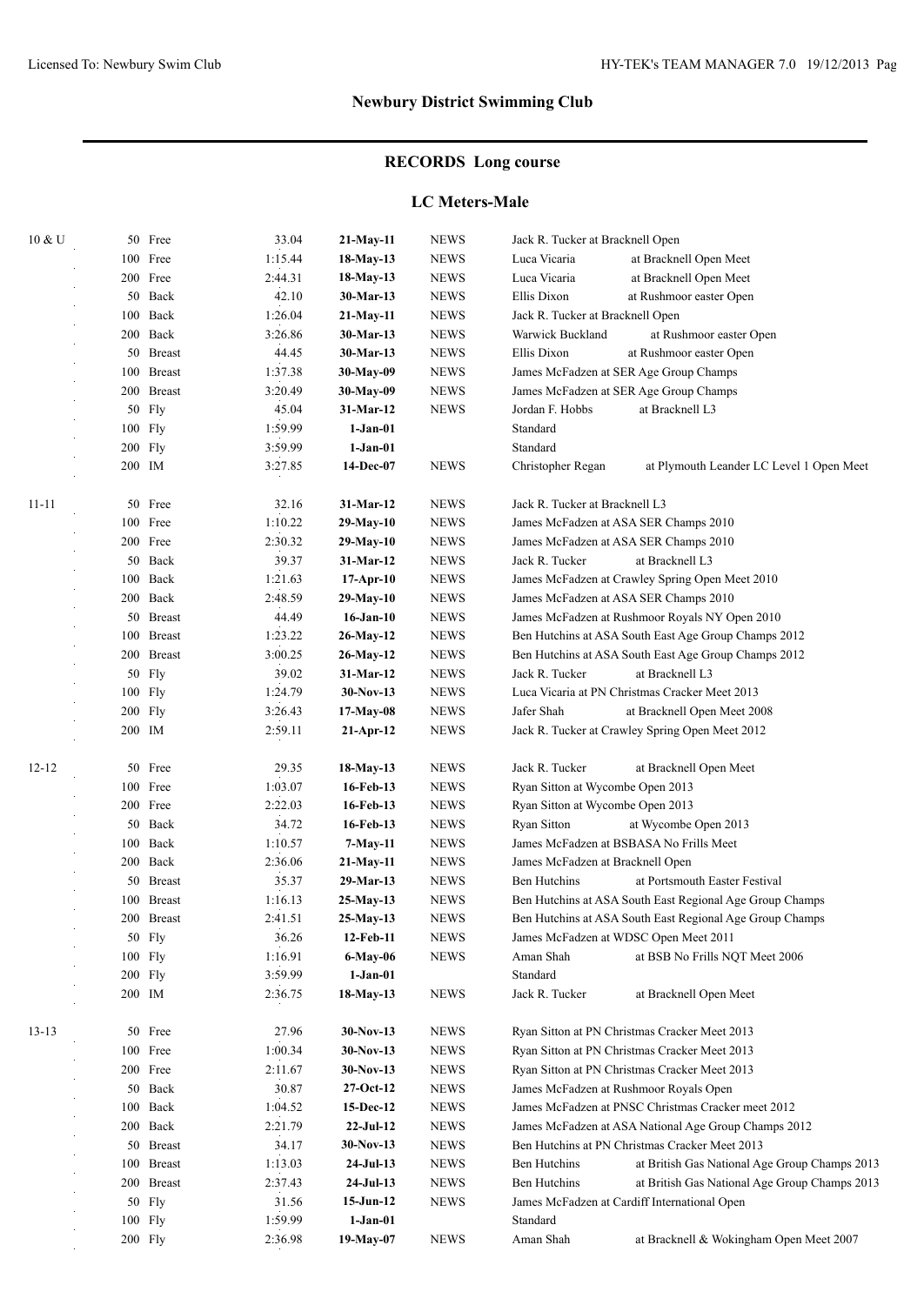## Newbury District Swimming Club

### RECORDS Long course

### LC Meters-Male

| Age | Event | Time | Date | Source | Holder / Meet |
|---|---|---|---|---|---|
| 10 & U | 50 Free | 33.04 | **21-May-11** | NEWS | Jack R. Tucker at Bracknell Open |
| | 100 Free | 1:15.44 | **18-May-13** | NEWS | Luca Vicaria at Bracknell Open Meet |
| | 200 Free | 2:44.31 | **18-May-13** | NEWS | Luca Vicaria at Bracknell Open Meet |
| | 50 Back | 42.10 | **30-Mar-13** | NEWS | Ellis Dixon at Rushmoor easter Open |
| | 100 Back | 1:26.04 | **21-May-11** | NEWS | Jack R. Tucker at Bracknell Open |
| | 200 Back | 3:26.86 | **30-Mar-13** | NEWS | Warwick Buckland at Rushmoor easter Open |
| | 50 Breast | 44.45 | **30-Mar-13** | NEWS | Ellis Dixon at Rushmoor easter Open |
| | 100 Breast | 1:37.38 | **30-May-09** | NEWS | James McFadzen at SER Age Group Champs |
| | 200 Breast | 3:20.49 | **30-May-09** | NEWS | James McFadzen at SER Age Group Champs |
| | 50 Fly | 45.04 | **31-Mar-12** | NEWS | Jordan F. Hobbs at Bracknell L3 |
| | 100 Fly | 1:59.99 | **1-Jan-01** | | Standard |
| | 200 Fly | 3:59.99 | **1-Jan-01** | | Standard |
| | 200 IM | 3:27.85 | **14-Dec-07** | NEWS | Christopher Regan at Plymouth Leander LC Level 1 Open Meet |
| 11-11 | 50 Free | 32.16 | **31-Mar-12** | NEWS | Jack R. Tucker at Bracknell L3 |
| | 100 Free | 1:10.22 | **29-May-10** | NEWS | James McFadzen at ASA SER Champs 2010 |
| | 200 Free | 2:30.32 | **29-May-10** | NEWS | James McFadzen at ASA SER Champs 2010 |
| | 50 Back | 39.37 | **31-Mar-12** | NEWS | Jack R. Tucker at Bracknell L3 |
| | 100 Back | 1:21.63 | **17-Apr-10** | NEWS | James McFadzen at Crawley Spring Open Meet 2010 |
| | 200 Back | 2:48.59 | **29-May-10** | NEWS | James McFadzen at ASA SER Champs 2010 |
| | 50 Breast | 44.49 | **16-Jan-10** | NEWS | James McFadzen at Rushmoor Royals NY Open 2010 |
| | 100 Breast | 1:23.22 | **26-May-12** | NEWS | Ben Hutchins at ASA South East Age Group Champs 2012 |
| | 200 Breast | 3:00.25 | **26-May-12** | NEWS | Ben Hutchins at ASA South East Age Group Champs 2012 |
| | 50 Fly | 39.02 | **31-Mar-12** | NEWS | Jack R. Tucker at Bracknell L3 |
| | 100 Fly | 1:24.79 | **30-Nov-13** | NEWS | Luca Vicaria at PN Christmas Cracker Meet 2013 |
| | 200 Fly | 3:26.43 | **17-May-08** | NEWS | Jafer Shah at Bracknell Open Meet 2008 |
| | 200 IM | 2:59.11 | **21-Apr-12** | NEWS | Jack R. Tucker at Crawley Spring Open Meet 2012 |
| 12-12 | 50 Free | 29.35 | **18-May-13** | NEWS | Jack R. Tucker at Bracknell Open Meet |
| | 100 Free | 1:03.07 | **16-Feb-13** | NEWS | Ryan Sitton at Wycombe Open 2013 |
| | 200 Free | 2:22.03 | **16-Feb-13** | NEWS | Ryan Sitton at Wycombe Open 2013 |
| | 50 Back | 34.72 | **16-Feb-13** | NEWS | Ryan Sitton at Wycombe Open 2013 |
| | 100 Back | 1:10.57 | **7-May-11** | NEWS | James McFadzen at BSBASA No Frills Meet |
| | 200 Back | 2:36.06 | **21-May-11** | NEWS | James McFadzen at Bracknell Open |
| | 50 Breast | 35.37 | **29-Mar-13** | NEWS | Ben Hutchins at Portsmouth Easter Festival |
| | 100 Breast | 1:16.13 | **25-May-13** | NEWS | Ben Hutchins at ASA South East Regional Age Group Champs |
| | 200 Breast | 2:41.51 | **25-May-13** | NEWS | Ben Hutchins at ASA South East Regional Age Group Champs |
| | 50 Fly | 36.26 | **12-Feb-11** | NEWS | James McFadzen at WDSC Open Meet 2011 |
| | 100 Fly | 1:16.91 | **6-May-06** | NEWS | Aman Shah at BSB No Frills NQT Meet 2006 |
| | 200 Fly | 3:59.99 | **1-Jan-01** | | Standard |
| | 200 IM | 2:36.75 | **18-May-13** | NEWS | Jack R. Tucker at Bracknell Open Meet |
| 13-13 | 50 Free | 27.96 | **30-Nov-13** | NEWS | Ryan Sitton at PN Christmas Cracker Meet 2013 |
| | 100 Free | 1:00.34 | **30-Nov-13** | NEWS | Ryan Sitton at PN Christmas Cracker Meet 2013 |
| | 200 Free | 2:11.67 | **30-Nov-13** | NEWS | Ryan Sitton at PN Christmas Cracker Meet 2013 |
| | 50 Back | 30.87 | **27-Oct-12** | NEWS | James McFadzen at Rushmoor Royals Open |
| | 100 Back | 1:04.52 | **15-Dec-12** | NEWS | James McFadzen at PNSC Christmas Cracker meet 2012 |
| | 200 Back | 2:21.79 | **22-Jul-12** | NEWS | James McFadzen at ASA National Age Group Champs 2012 |
| | 50 Breast | 34.17 | **30-Nov-13** | NEWS | Ben Hutchins at PN Christmas Cracker Meet 2013 |
| | 100 Breast | 1:13.03 | **24-Jul-13** | NEWS | Ben Hutchins at British Gas National Age Group Champs 2013 |
| | 200 Breast | 2:37.43 | **24-Jul-13** | NEWS | Ben Hutchins at British Gas National Age Group Champs 2013 |
| | 50 Fly | 31.56 | **15-Jun-12** | NEWS | James McFadzen at Cardiff International Open |
| | 100 Fly | 1:59.99 | **1-Jan-01** | | Standard |
| | 200 Fly | 2:36.98 | **19-May-07** | NEWS | Aman Shah at Bracknell & Wokingham Open Meet 2007 |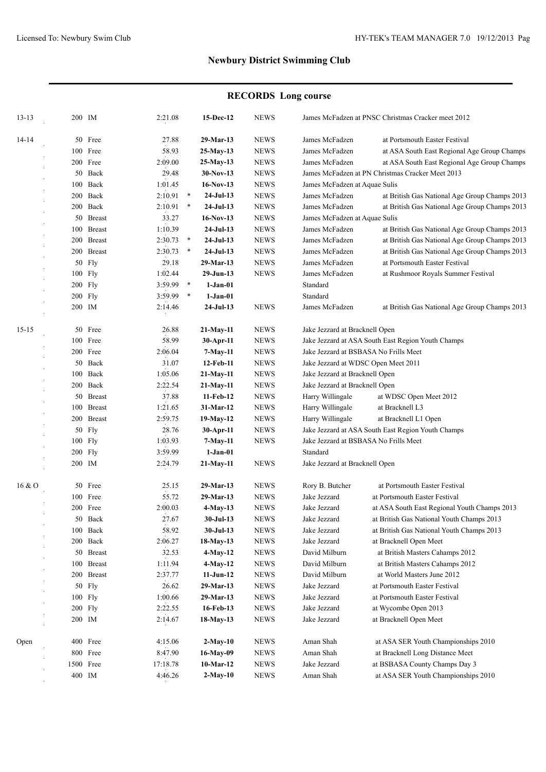# Newbury District Swimming Club

## RECORDS Long course

| | | | | | | | |
|---|---|---|---|---|---|---|---|
| 13-13 | 200 IM | 2:21.08 | | 15-Dec-12 | NEWS | James McFadzen at PNSC Christmas Cracker meet 2012 | |
| 14-14 | 50 Free | 27.88 | | 29-Mar-13 | NEWS | James McFadzen | at Portsmouth Easter Festival |
| | 100 Free | 58.93 | | 25-May-13 | NEWS | James McFadzen | at ASA South East Regional Age Group Champs |
| | 200 Free | 2:09.00 | | 25-May-13 | NEWS | James McFadzen | at ASA South East Regional Age Group Champs |
| | 50 Back | 29.48 | | 30-Nov-13 | NEWS | James McFadzen at PN Christmas Cracker Meet 2013 | |
| | 100 Back | 1:01.45 | | 16-Nov-13 | NEWS | James McFadzen at Aquae Sulis | |
| | 200 Back | 2:10.91 | * | 24-Jul-13 | NEWS | James McFadzen | at British Gas National Age Group Champs 2013 |
| | 200 Back | 2:10.91 | * | 24-Jul-13 | NEWS | James McFadzen | at British Gas National Age Group Champs 2013 |
| | 50 Breast | 33.27 | | 16-Nov-13 | NEWS | James McFadzen at Aquae Sulis | |
| | 100 Breast | 1:10.39 | | 24-Jul-13 | NEWS | James McFadzen | at British Gas National Age Group Champs 2013 |
| | 200 Breast | 2:30.73 | * | 24-Jul-13 | NEWS | James McFadzen | at British Gas National Age Group Champs 2013 |
| | 200 Breast | 2:30.73 | * | 24-Jul-13 | NEWS | James McFadzen | at British Gas National Age Group Champs 2013 |
| | 50 Fly | 29.18 | | 29-Mar-13 | NEWS | James McFadzen | at Portsmouth Easter Festival |
| | 100 Fly | 1:02.44 | | 29-Jun-13 | NEWS | James McFadzen | at Rushmoor Royals Summer Festival |
| | 200 Fly | 3:59.99 | * | 1-Jan-01 | | Standard | |
| | 200 Fly | 3:59.99 | * | 1-Jan-01 | | Standard | |
| | 200 IM | 2:14.46 | | 24-Jul-13 | NEWS | James McFadzen | at British Gas National Age Group Champs 2013 |
| 15-15 | 50 Free | 26.88 | | 21-May-11 | NEWS | Jake Jezzard at Bracknell Open | |
| | 100 Free | 58.99 | | 30-Apr-11 | NEWS | Jake Jezzard at ASA South East Region Youth Champs | |
| | 200 Free | 2:06.04 | | 7-May-11 | NEWS | Jake Jezzard at BSBASA No Frills Meet | |
| | 50 Back | 31.07 | | 12-Feb-11 | NEWS | Jake Jezzard at WDSC Open Meet 2011 | |
| | 100 Back | 1:05.06 | | 21-May-11 | NEWS | Jake Jezzard at Bracknell Open | |
| | 200 Back | 2:22.54 | | 21-May-11 | NEWS | Jake Jezzard at Bracknell Open | |
| | 50 Breast | 37.88 | | 11-Feb-12 | NEWS | Harry Willingale | at WDSC Open Meet 2012 |
| | 100 Breast | 1:21.65 | | 31-Mar-12 | NEWS | Harry Willingale | at Bracknell L3 |
| | 200 Breast | 2:59.75 | | 19-May-12 | NEWS | Harry Willingale | at Bracknell L1 Open |
| | 50 Fly | 28.76 | | 30-Apr-11 | NEWS | Jake Jezzard at ASA South East Region Youth Champs | |
| | 100 Fly | 1:03.93 | | 7-May-11 | NEWS | Jake Jezzard at BSBASA No Frills Meet | |
| | 200 Fly | 3:59.99 | | 1-Jan-01 | | Standard | |
| | 200 IM | 2:24.79 | | 21-May-11 | NEWS | Jake Jezzard at Bracknell Open | |
| 16 & O | 50 Free | 25.15 | | 29-Mar-13 | NEWS | Rory B. Butcher | at Portsmouth Easter Festival |
| | 100 Free | 55.72 | | 29-Mar-13 | NEWS | Jake Jezzard | at Portsmouth Easter Festival |
| | 200 Free | 2:00.03 | | 4-May-13 | NEWS | Jake Jezzard | at ASA South East Regional Youth Champs 2013 |
| | 50 Back | 27.67 | | 30-Jul-13 | NEWS | Jake Jezzard | at British Gas National Youth Champs 2013 |
| | 100 Back | 58.92 | | 30-Jul-13 | NEWS | Jake Jezzard | at British Gas National Youth Champs 2013 |
| | 200 Back | 2:06.27 | | 18-May-13 | NEWS | Jake Jezzard | at Bracknell Open Meet |
| | 50 Breast | 32.53 | | 4-May-12 | NEWS | David Milburn | at British Masters Cahamps 2012 |
| | 100 Breast | 1:11.94 | | 4-May-12 | NEWS | David Milburn | at British Masters Cahamps 2012 |
| | 200 Breast | 2:37.77 | | 11-Jun-12 | NEWS | David Milburn | at World Masters June 2012 |
| | 50 Fly | 26.62 | | 29-Mar-13 | NEWS | Jake Jezzard | at Portsmouth Easter Festival |
| | 100 Fly | 1:00.66 | | 29-Mar-13 | NEWS | Jake Jezzard | at Portsmouth Easter Festival |
| | 200 Fly | 2:22.55 | | 16-Feb-13 | NEWS | Jake Jezzard | at Wycombe Open 2013 |
| | 200 IM | 2:14.67 | | 18-May-13 | NEWS | Jake Jezzard | at Bracknell Open Meet |
| Open | 400 Free | 4:15.06 | | 2-May-10 | NEWS | Aman Shah | at ASA SER Youth Championships 2010 |
| | 800 Free | 8:47.90 | | 16-May-09 | NEWS | Aman Shah | at Bracknell Long Distance Meet |
| | 1500 Free | 17:18.78 | | 10-Mar-12 | NEWS | Jake Jezzard | at BSBASA County Champs Day 3 |
| | 400 IM | 4:46.26 | | 2-May-10 | NEWS | Aman Shah | at ASA SER Youth Championships 2010 |